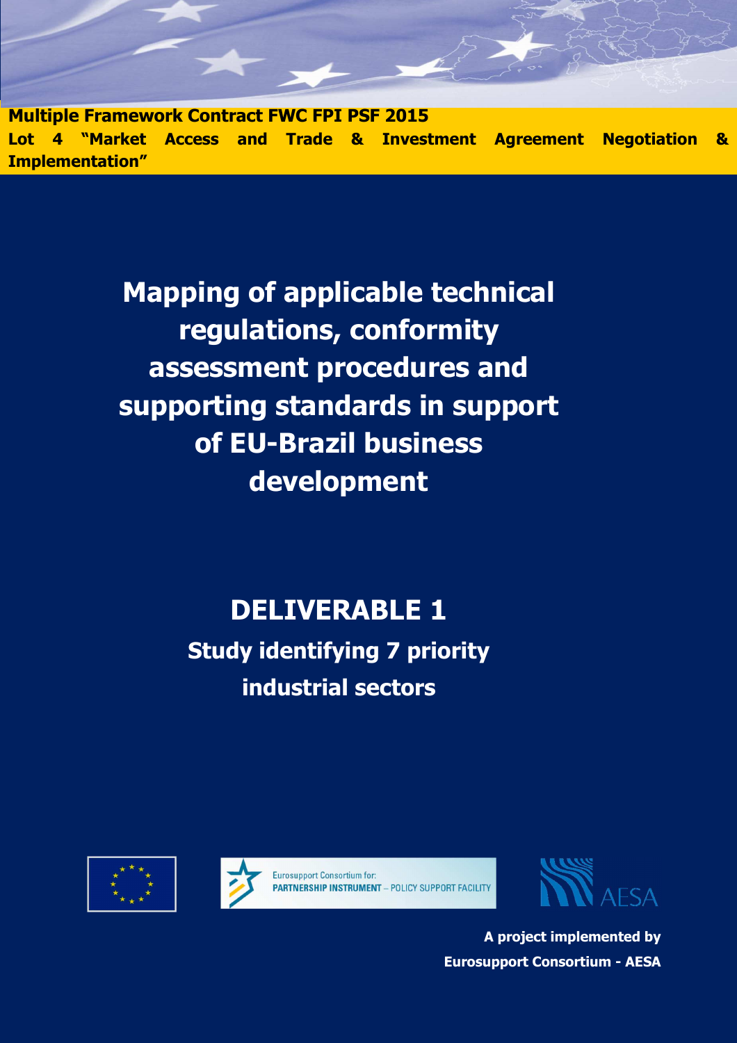**Multiple Framework Contract FWC FPI PSF 2015**
**Lot 4 "Market Access and Trade & Investment Agreement Negotiation & Implementation"**

# Mapping of applicable technical regulations, conformity assessment procedures and supporting standards in support of EU-Brazil business development

## DELIVERABLE 1

### Study identifying 7 priority industrial sectors

Eurosupport Consortium for: PARTNERSHIP INSTRUMENT – POLICY SUPPORT FACILITY

AESA

**A project implemented by**
**Eurosupport Consortium - AESA**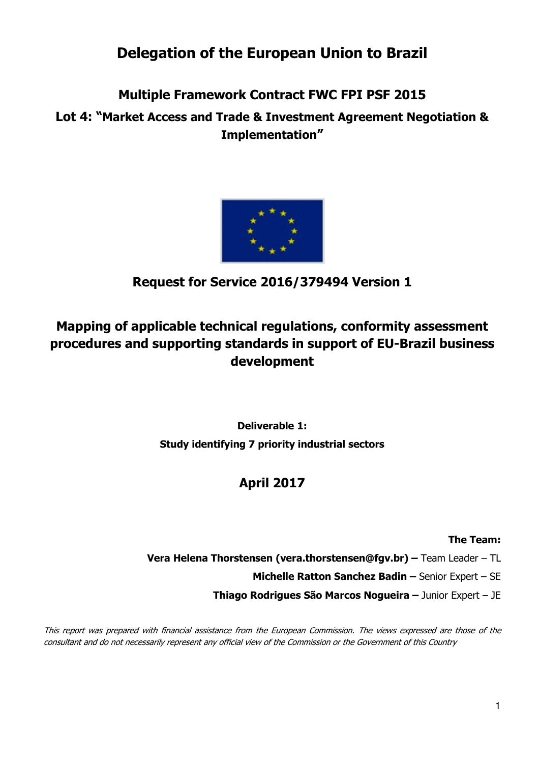# Delegation of the European Union to Brazil

## Multiple Framework Contract FWC FPI PSF 2015

## Lot 4: "Market Access and Trade & Investment Agreement Negotiation & Implementation"

## Request for Service 2016/379494 Version 1

## Mapping of applicable technical regulations, conformity assessment procedures and supporting standards in support of EU-Brazil business development

**Deliverable 1:**

**Study identifying 7 priority industrial sectors**

## April 2017

**The Team:**

**Vera Helena Thorstensen (vera.thorstensen@fgv.br) –** Team Leader – TL

**Michelle Ratton Sanchez Badin –** Senior Expert – SE

**Thiago Rodrigues São Marcos Nogueira –** Junior Expert – JE

*This report was prepared with financial assistance from the European Commission. The views expressed are those of the consultant and do not necessarily represent any official view of the Commission or the Government of this Country*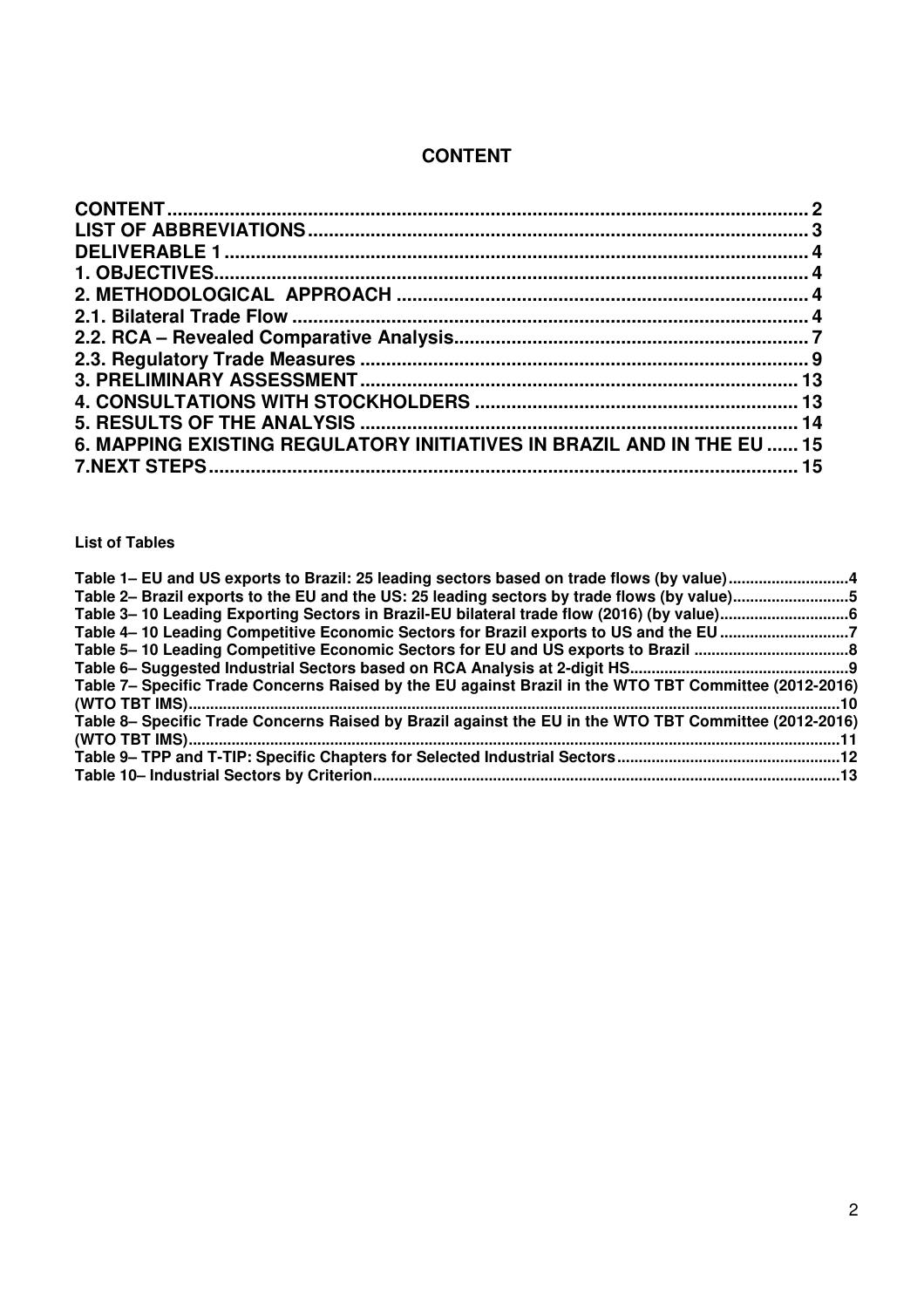# CONTENT

CONTENT ........................................................................................................ 2
LIST OF ABBREVIATIONS .............................................................................. 3
DELIVERABLE 1 ............................................................................................... 4
1. OBJECTIVES................................................................................................ 4
2. METHODOLOGICAL APPROACH .............................................................. 4
2.1. Bilateral Trade Flow ................................................................................. 4
2.2. RCA – Revealed Comparative Analysis.................................................... 7
2.3. Regulatory Trade Measures ..................................................................... 9
3. PRELIMINARY ASSESSMENT ................................................................... 13
4. CONSULTATIONS WITH STOCKHOLDERS ............................................. 13
5. RESULTS OF THE ANALYSIS .................................................................... 14
6. MAPPING EXISTING REGULATORY INITIATIVES IN BRAZIL AND IN THE EU ...... 15
7.NEXT STEPS ................................................................................................ 15

**List of Tables**

Table 1– EU and US exports to Brazil: 25 leading sectors based on trade flows (by value) ............................4
Table 2– Brazil exports to the EU and the US: 25 leading sectors by trade flows (by value)...........................5
Table 3– 10 Leading Exporting Sectors in Brazil-EU bilateral trade flow (2016) (by value).............................6
Table 4– 10 Leading Competitive Economic Sectors for Brazil exports to US and the EU .............................7
Table 5– 10 Leading Competitive Economic Sectors for EU and US exports to Brazil ....................................8
Table 6– Suggested Industrial Sectors based on RCA Analysis at 2-digit HS..................................................9
Table 7– Specific Trade Concerns Raised by the EU against Brazil in the WTO TBT Committee (2012-2016) (WTO TBT IMS).....................................................................................................................................10
Table 8– Specific Trade Concerns Raised by Brazil against the EU in the WTO TBT Committee (2012-2016) (WTO TBT IMS).....................................................................................................................................11
Table 9– TPP and T-TIP: Specific Chapters for Selected Industrial Sectors...................................................12
Table 10– Industrial Sectors by Criterion...........................................................................................................13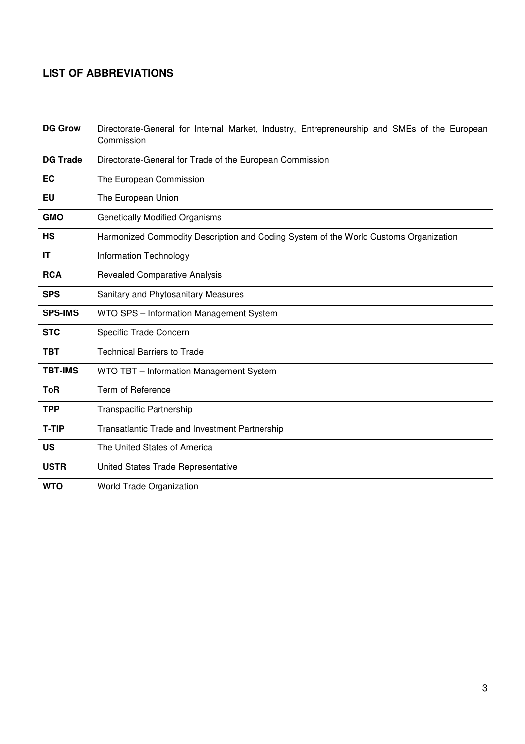## LIST OF ABBREVIATIONS

| | |
|---|---|
| **DG Grow** | Directorate-General for Internal Market, Industry, Entrepreneurship and SMEs of the European Commission |
| **DG Trade** | Directorate-General for Trade of the European Commission |
| **EC** | The European Commission |
| **EU** | The European Union |
| **GMO** | Genetically Modified Organisms |
| **HS** | Harmonized Commodity Description and Coding System of the World Customs Organization |
| **IT** | Information Technology |
| **RCA** | Revealed Comparative Analysis |
| **SPS** | Sanitary and Phytosanitary Measures |
| **SPS-IMS** | WTO SPS – Information Management System |
| **STC** | Specific Trade Concern |
| **TBT** | Technical Barriers to Trade |
| **TBT-IMS** | WTO TBT – Information Management System |
| **ToR** | Term of Reference |
| **TPP** | Transpacific Partnership |
| **T-TIP** | Transatlantic Trade and Investment Partnership |
| **US** | The United States of America |
| **USTR** | United States Trade Representative |
| **WTO** | World Trade Organization |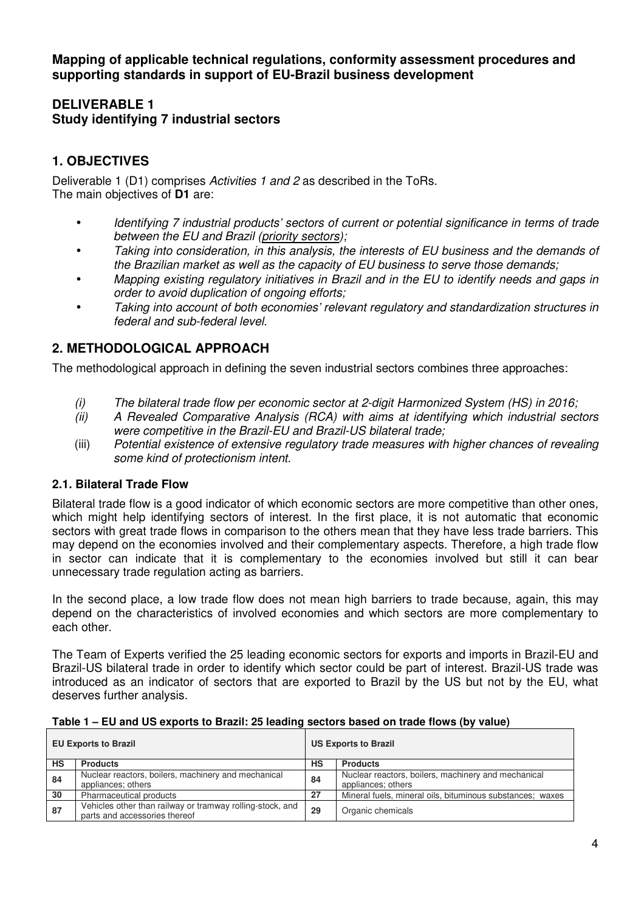**Mapping of applicable technical regulations, conformity assessment procedures and supporting standards in support of EU-Brazil business development**

**DELIVERABLE 1**
**Study identifying 7 industrial sectors**

## 1. OBJECTIVES

Deliverable 1 (D1) comprises *Activities 1 and 2* as described in the ToRs.
The main objectives of **D1** are:

- *Identifying 7 industrial products' sectors of current or potential significance in terms of trade between the EU and Brazil (priority sectors);*
- *Taking into consideration, in this analysis, the interests of EU business and the demands of the Brazilian market as well as the capacity of EU business to serve those demands;*
- *Mapping existing regulatory initiatives in Brazil and in the EU to identify needs and gaps in order to avoid duplication of ongoing efforts;*
- *Taking into account of both economies' relevant regulatory and standardization structures in federal and sub-federal level.*

## 2. METHODOLOGICAL APPROACH

The methodological approach in defining the seven industrial sectors combines three approaches:

(i) *The bilateral trade flow per economic sector at 2-digit Harmonized System (HS) in 2016;*
(ii) *A Revealed Comparative Analysis (RCA) with aims at identifying which industrial sectors were competitive in the Brazil-EU and Brazil-US bilateral trade;*
(iii) *Potential existence of extensive regulatory trade measures with higher chances of revealing some kind of protectionism intent.*

### 2.1. Bilateral Trade Flow

Bilateral trade flow is a good indicator of which economic sectors are more competitive than other ones, which might help identifying sectors of interest. In the first place, it is not automatic that economic sectors with great trade flows in comparison to the others mean that they have less trade barriers. This may depend on the economies involved and their complementary aspects. Therefore, a high trade flow in sector can indicate that it is complementary to the economies involved but still it can bear unnecessary trade regulation acting as barriers.

In the second place, a low trade flow does not mean high barriers to trade because, again, this may depend on the characteristics of involved economies and which sectors are more complementary to each other.

The Team of Experts verified the 25 leading economic sectors for exports and imports in Brazil-EU and Brazil-US bilateral trade in order to identify which sector could be part of interest. Brazil-US trade was introduced as an indicator of sectors that are exported to Brazil by the US but not by the EU, what deserves further analysis.

**Table 1 – EU and US exports to Brazil: 25 leading sectors based on trade flows (by value)**

| EU Exports to Brazil | | US Exports to Brazil | |
|---|---|---|---|
| **HS** | **Products** | **HS** | **Products** |
| 84 | Nuclear reactors, boilers, machinery and mechanical appliances; others | 84 | Nuclear reactors, boilers, machinery and mechanical appliances; others |
| 30 | Pharmaceutical products | 27 | Mineral fuels, mineral oils, bituminous substances; waxes |
| 87 | Vehicles other than railway or tramway rolling-stock, and parts and accessories thereof | 29 | Organic chemicals |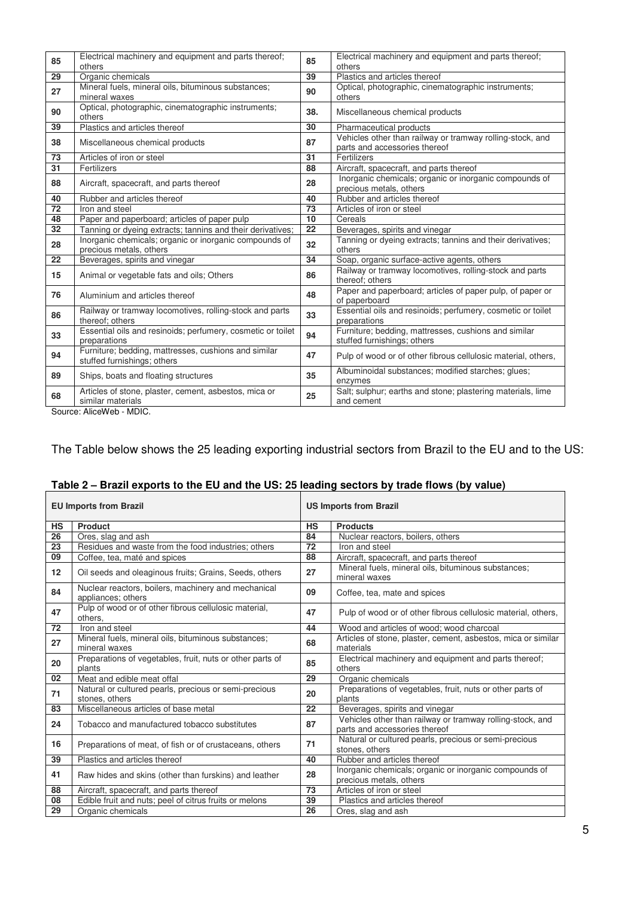| | | | |
|---|---|---|---|
| 85 | Electrical machinery and equipment and parts thereof; others | 85 | Electrical machinery and equipment and parts thereof; others |
| 29 | Organic chemicals | 39 | Plastics and articles thereof |
| 27 | Mineral fuels, mineral oils, bituminous substances; mineral waxes | 90 | Optical, photographic, cinematographic instruments; others |
| 90 | Optical, photographic, cinematographic instruments; others | 38. | Miscellaneous chemical products |
| 39 | Plastics and articles thereof | 30 | Pharmaceutical products |
| 38 | Miscellaneous chemical products | 87 | Vehicles other than railway or tramway rolling-stock, and parts and accessories thereof |
| 73 | Articles of iron or steel | 31 | Fertilizers |
| 31 | Fertilizers | 88 | Aircraft, spacecraft, and parts thereof |
| 88 | Aircraft, spacecraft, and parts thereof | 28 | Inorganic chemicals; organic or inorganic compounds of precious metals, others |
| 40 | Rubber and articles thereof | 40 | Rubber and articles thereof |
| 72 | Iron and steel | 73 | Articles of iron or steel |
| 48 | Paper and paperboard; articles of paper pulp | 10 | Cereals |
| 32 | Tanning or dyeing extracts; tannins and their derivatives; | 22 | Beverages, spirits and vinegar |
| 28 | Inorganic chemicals; organic or inorganic compounds of precious metals, others | 32 | Tanning or dyeing extracts; tannins and their derivatives; others |
| 22 | Beverages, spirits and vinegar | 34 | Soap, organic surface-active agents, others |
| 15 | Animal or vegetable fats and oils; Others | 86 | Railway or tramway locomotives, rolling-stock and parts thereof; others |
| 76 | Aluminium and articles thereof | 48 | Paper and paperboard; articles of paper pulp, of paper or of paperboard |
| 86 | Railway or tramway locomotives, rolling-stock and parts thereof; others | 33 | Essential oils and resinoids; perfumery, cosmetic or toilet preparations |
| 33 | Essential oils and resinoids; perfumery, cosmetic or toilet preparations | 94 | Furniture; bedding, mattresses, cushions and similar stuffed furnishings; others |
| 94 | Furniture; bedding, mattresses, cushions and similar stuffed furnishings; others | 47 | Pulp of wood or of other fibrous cellulosic material, others, |
| 89 | Ships, boats and floating structures | 35 | Albuminoidal substances; modified starches; glues; enzymes |
| 68 | Articles of stone, plaster, cement, asbestos, mica or similar materials | 25 | Salt; sulphur; earths and stone; plastering materials, lime and cement |

Source: AliceWeb - MDIC.

The Table below shows the 25 leading exporting industrial sectors from Brazil to the EU and to the US:

**Table 2 – Brazil exports to the EU and the US: 25 leading sectors by trade flows (by value)**

| EU Imports from Brazil | | US Imports from Brazil | |
|---|---|---|---|
| **HS** | **Product** | **HS** | **Products** |
| 26 | Ores, slag and ash | 84 | Nuclear reactors, boilers, others |
| 23 | Residues and waste from the food industries; others | 72 | Iron and steel |
| 09 | Coffee, tea, maté and spices | 88 | Aircraft, spacecraft, and parts thereof |
| 12 | Oil seeds and oleaginous fruits; Grains, Seeds, others | 27 | Mineral fuels, mineral oils, bituminous substances; mineral waxes |
| 84 | Nuclear reactors, boilers, machinery and mechanical appliances; others | 09 | Coffee, tea, mate and spices |
| 47 | Pulp of wood or of other fibrous cellulosic material, others, | 47 | Pulp of wood or of other fibrous cellulosic material, others, |
| 72 | Iron and steel | 44 | Wood and articles of wood; wood charcoal |
| 27 | Mineral fuels, mineral oils, bituminous substances; mineral waxes | 68 | Articles of stone, plaster, cement, asbestos, mica or similar materials |
| 20 | Preparations of vegetables, fruit, nuts or other parts of plants | 85 | Electrical machinery and equipment and parts thereof; others |
| 02 | Meat and edible meat offal | 29 | Organic chemicals |
| 71 | Natural or cultured pearls, precious or semi-precious stones, others | 20 | Preparations of vegetables, fruit, nuts or other parts of plants |
| 83 | Miscellaneous articles of base metal | 22 | Beverages, spirits and vinegar |
| 24 | Tobacco and manufactured tobacco substitutes | 87 | Vehicles other than railway or tramway rolling-stock, and parts and accessories thereof |
| 16 | Preparations of meat, of fish or of crustaceans, others | 71 | Natural or cultured pearls, precious or semi-precious stones, others |
| 39 | Plastics and articles thereof | 40 | Rubber and articles thereof |
| 41 | Raw hides and skins (other than furskins) and leather | 28 | Inorganic chemicals; organic or inorganic compounds of precious metals, others |
| 88 | Aircraft, spacecraft, and parts thereof | 73 | Articles of iron or steel |
| 08 | Edible fruit and nuts; peel of citrus fruits or melons | 39 | Plastics and articles thereof |
| 29 | Organic chemicals | 26 | Ores, slag and ash |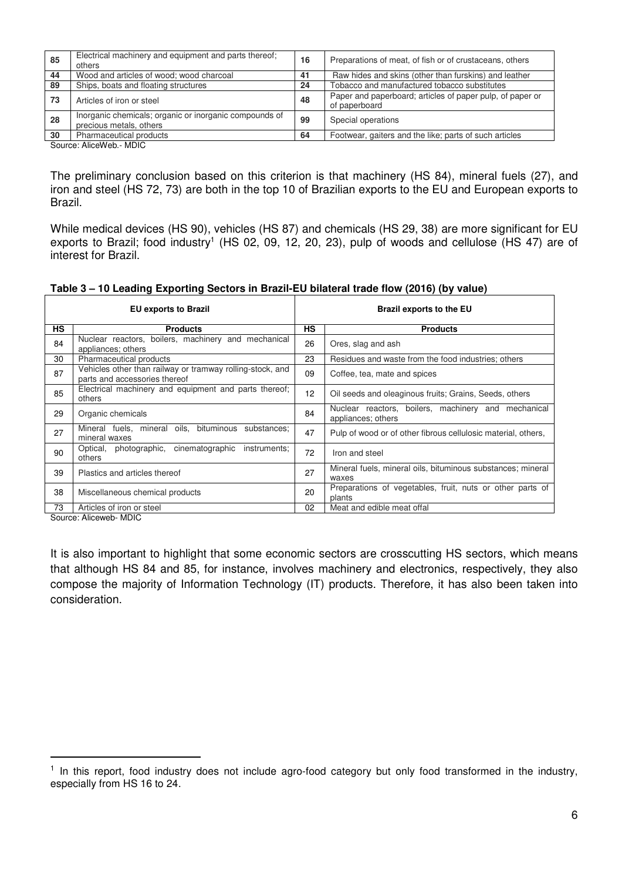| 85 | Electrical machinery and equipment and parts thereof; others | 16 | Preparations of meat, of fish or of crustaceans, others |
|---|---|---|---|
| 44 | Wood and articles of wood; wood charcoal | 41 | Raw hides and skins (other than furskins) and leather |
| 89 | Ships, boats and floating structures | 24 | Tobacco and manufactured tobacco substitutes |
| 73 | Articles of iron or steel | 48 | Paper and paperboard; articles of paper pulp, of paper or of paperboard |
| 28 | Inorganic chemicals; organic or inorganic compounds of precious metals, others | 99 | Special operations |
| 30 | Pharmaceutical products | 64 | Footwear, gaiters and the like; parts of such articles |

Source: AliceWeb.- MDIC

The preliminary conclusion based on this criterion is that machinery (HS 84), mineral fuels (27), and iron and steel (HS 72, 73) are both in the top 10 of Brazilian exports to the EU and European exports to Brazil.

While medical devices (HS 90), vehicles (HS 87) and chemicals (HS 29, 38) are more significant for EU exports to Brazil; food industry[1] (HS 02, 09, 12, 20, 23), pulp of woods and cellulose (HS 47) are of interest for Brazil.

**Table 3 – 10 Leading Exporting Sectors in Brazil-EU bilateral trade flow (2016) (by value)**

| EU exports to Brazil | | Brazil exports to the EU | |
|---|---|---|---|
| **HS** | **Products** | **HS** | **Products** |
| 84 | Nuclear reactors, boilers, machinery and mechanical appliances; others | 26 | Ores, slag and ash |
| 30 | Pharmaceutical products | 23 | Residues and waste from the food industries; others |
| 87 | Vehicles other than railway or tramway rolling-stock, and parts and accessories thereof | 09 | Coffee, tea, mate and spices |
| 85 | Electrical machinery and equipment and parts thereof; others | 12 | Oil seeds and oleaginous fruits; Grains, Seeds, others |
| 29 | Organic chemicals | 84 | Nuclear reactors, boilers, machinery and mechanical appliances; others |
| 27 | Mineral fuels, mineral oils, bituminous substances; mineral waxes | 47 | Pulp of wood or of other fibrous cellulosic material, others, |
| 90 | Optical, photographic, cinematographic instruments; others | 72 | Iron and steel |
| 39 | Plastics and articles thereof | 27 | Mineral fuels, mineral oils, bituminous substances; mineral waxes |
| 38 | Miscellaneous chemical products | 20 | Preparations of vegetables, fruit, nuts or other parts of plants |
| 73 | Articles of iron or steel | 02 | Meat and edible meat offal |

Source: Aliceweb- MDIC

It is also important to highlight that some economic sectors are crosscutting HS sectors, which means that although HS 84 and 85, for instance, involves machinery and electronics, respectively, they also compose the majority of Information Technology (IT) products. Therefore, it has also been taken into consideration.

[1] In this report, food industry does not include agro-food category but only food transformed in the industry, especially from HS 16 to 24.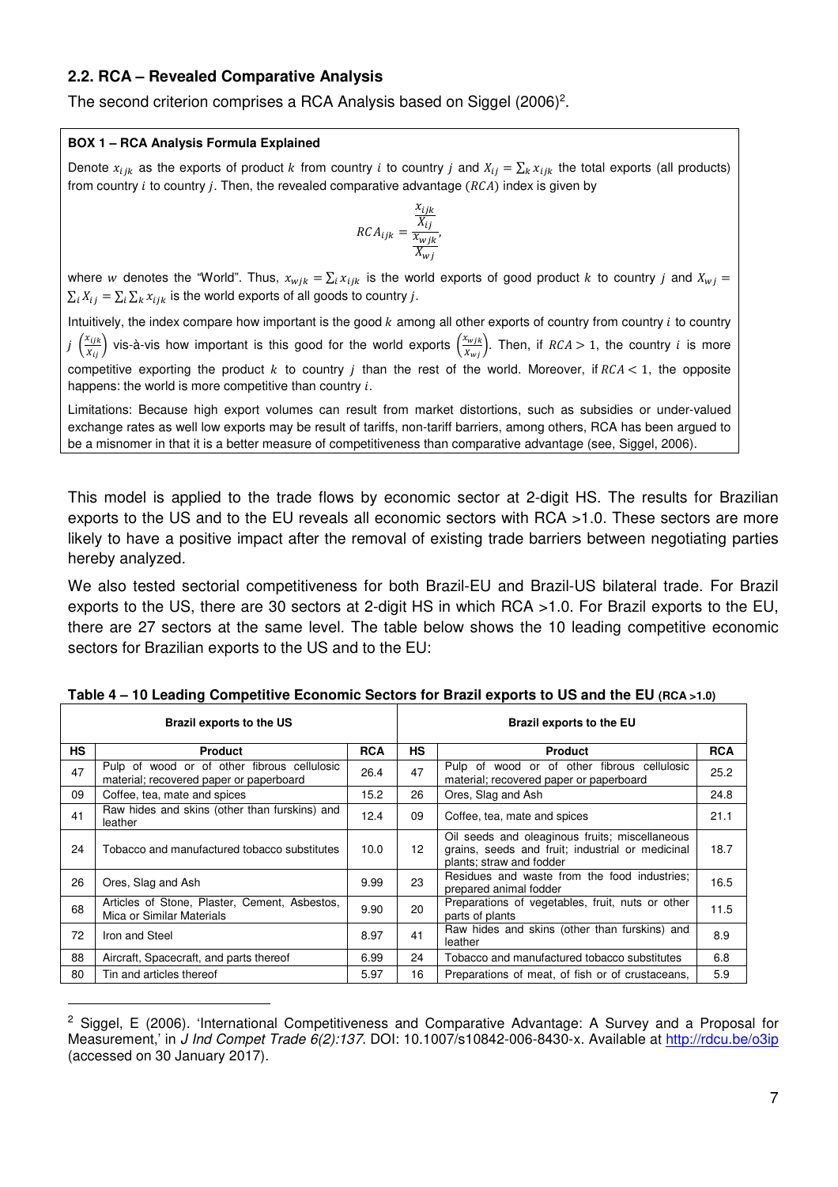### 2.2. RCA – Revealed Comparative Analysis

The second criterion comprises a RCA Analysis based on Siggel (2006)[2].

**BOX 1 – RCA Analysis Formula Explained**

Denote $x_{ijk}$ as the exports of product $k$ from country $i$ to country $j$ and $X_{ij} = \sum_k x_{ijk}$ the total exports (all products) from country $i$ to country $j$. Then, the revealed comparative advantage ($RCA$) index is given by

$$RCA_{ijk} = \frac{\frac{x_{ijk}}{X_{ij}}}{\frac{x_{wjk}}{X_{wj}}},$$

where $w$ denotes the "World". Thus, $x_{wjk} = \sum_i x_{ijk}$ is the world exports of good product $k$ to country $j$ and $X_{wj} = \sum_i X_{ij} = \sum_i \sum_k x_{ijk}$ is the world exports of all goods to country $j$.

Intuitively, the index compare how important is the good $k$ among all other exports of country from country $i$ to country $j$ $\left(\frac{x_{ijk}}{X_{ij}}\right)$ vis-à-vis how important is this good for the world exports $\left(\frac{x_{wjk}}{X_{wj}}\right)$. Then, if $RCA > 1$, the country $i$ is more competitive exporting the product $k$ to country $j$ than the rest of the world. Moreover, if $RCA < 1$, the opposite happens: the world is more competitive than country $i$.

Limitations: Because high export volumes can result from market distortions, such as subsidies or under-valued exchange rates as well low exports may be result of tariffs, non-tariff barriers, among others, RCA has been argued to be a misnomer in that it is a better measure of competitiveness than comparative advantage (see, Siggel, 2006).

This model is applied to the trade flows by economic sector at 2-digit HS. The results for Brazilian exports to the US and to the EU reveals all economic sectors with RCA >1.0. These sectors are more likely to have a positive impact after the removal of existing trade barriers between negotiating parties hereby analyzed.

We also tested sectorial competitiveness for both Brazil-EU and Brazil-US bilateral trade. For Brazil exports to the US, there are 30 sectors at 2-digit HS in which RCA >1.0. For Brazil exports to the EU, there are 27 sectors at the same level. The table below shows the 10 leading competitive economic sectors for Brazilian exports to the US and to the EU:

**Table 4 – 10 Leading Competitive Economic Sectors for Brazil exports to US and the EU (RCA >1.0)**

| Brazil exports to the US | | | Brazil exports to the EU | | |
|---|---|---|---|---|---|
| **HS** | **Product** | **RCA** | **HS** | **Product** | **RCA** |
| 47 | Pulp of wood or of other fibrous cellulosic material; recovered paper or paperboard | 26.4 | 47 | Pulp of wood or of other fibrous cellulosic material; recovered paper or paperboard | 25.2 |
| 09 | Coffee, tea, mate and spices | 15.2 | 26 | Ores, Slag and Ash | 24.8 |
| 41 | Raw hides and skins (other than furskins) and leather | 12.4 | 09 | Coffee, tea, mate and spices | 21.1 |
| 24 | Tobacco and manufactured tobacco substitutes | 10.0 | 12 | Oil seeds and oleaginous fruits; miscellaneous grains, seeds and fruit; industrial or medicinal plants; straw and fodder | 18.7 |
| 26 | Ores, Slag and Ash | 9.99 | 23 | Residues and waste from the food industries; prepared animal fodder | 16.5 |
| 68 | Articles of Stone, Plaster, Cement, Asbestos, Mica or Similar Materials | 9.90 | 20 | Preparations of vegetables, fruit, nuts or other parts of plants | 11.5 |
| 72 | Iron and Steel | 8.97 | 41 | Raw hides and skins (other than furskins) and leather | 8.9 |
| 88 | Aircraft, Spacecraft, and parts thereof | 6.99 | 24 | Tobacco and manufactured tobacco substitutes | 6.8 |
| 80 | Tin and articles thereof | 5.97 | 16 | Preparations of meat, of fish or of crustaceans, | 5.9 |

[2] Siggel, E (2006). 'International Competitiveness and Comparative Advantage: A Survey and a Proposal for Measurement,' in *J Ind Compet Trade 6(2):137*. DOI: 10.1007/s10842-006-8430-x. Available at http://rdcu.be/o3ip (accessed on 30 January 2017).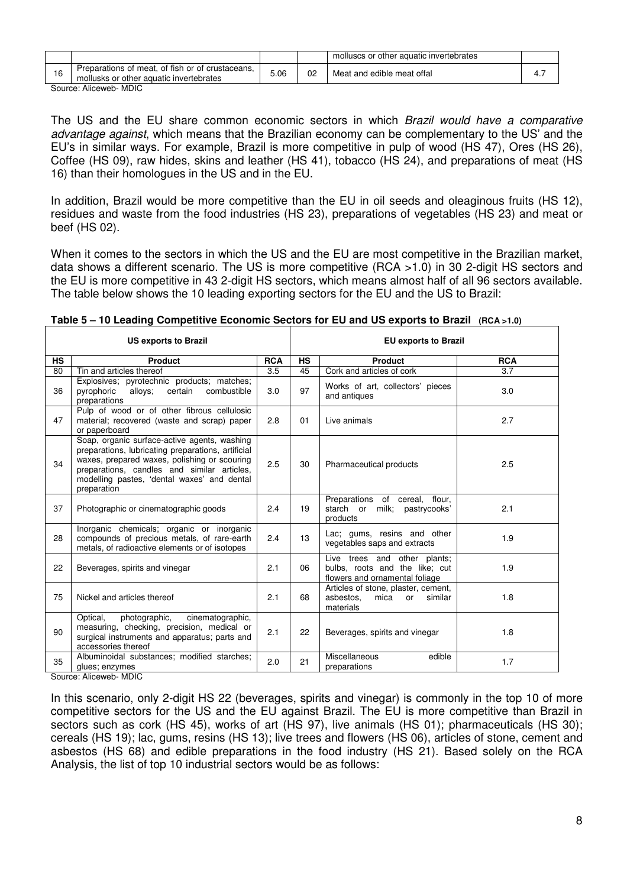|  |  |  |  | molluscs or other aquatic invertebrates |  |
|---|---|---|---|---|---|
| 16 | Preparations of meat, of fish or of crustaceans, mollusks or other aquatic invertebrates | 5.06 | 02 | Meat and edible meat offal | 4.7 |

Source: Aliceweb- MDIC

The US and the EU share common economic sectors in which *Brazil would have a comparative advantage against*, which means that the Brazilian economy can be complementary to the US' and the EU's in similar ways. For example, Brazil is more competitive in pulp of wood (HS 47), Ores (HS 26), Coffee (HS 09), raw hides, skins and leather (HS 41), tobacco (HS 24), and preparations of meat (HS 16) than their homologues in the US and in the EU.

In addition, Brazil would be more competitive than the EU in oil seeds and oleaginous fruits (HS 12), residues and waste from the food industries (HS 23), preparations of vegetables (HS 23) and meat or beef (HS 02).

When it comes to the sectors in which the US and the EU are most competitive in the Brazilian market, data shows a different scenario. The US is more competitive (RCA >1.0) in 30 2-digit HS sectors and the EU is more competitive in 43 2-digit HS sectors, which means almost half of all 96 sectors available. The table below shows the 10 leading exporting sectors for the EU and the US to Brazil:

**Table 5 – 10 Leading Competitive Economic Sectors for EU and US exports to Brazil (RCA >1.0)**

| US exports to Brazil | | | EU exports to Brazil | | |
|---|---|---|---|---|---|
| **HS** | **Product** | **RCA** | **HS** | **Product** | **RCA** |
| 80 | Tin and articles thereof | 3.5 | 45 | Cork and articles of cork | 3.7 |
| 36 | Explosives; pyrotechnic products; matches; pyrophoric alloys; certain combustible preparations | 3.0 | 97 | Works of art, collectors' pieces and antiques | 3.0 |
| 47 | Pulp of wood or of other fibrous cellulosic material; recovered (waste and scrap) paper or paperboard | 2.8 | 01 | Live animals | 2.7 |
| 34 | Soap, organic surface-active agents, washing preparations, lubricating preparations, artificial waxes, prepared waxes, polishing or scouring preparations, candles and similar articles, modelling pastes, 'dental waxes' and dental preparation | 2.5 | 30 | Pharmaceutical products | 2.5 |
| 37 | Photographic or cinematographic goods | 2.4 | 19 | Preparations of cereal, flour, starch or milk; pastrycooks' products | 2.1 |
| 28 | Inorganic chemicals; organic or inorganic compounds of precious metals, of rare-earth metals, of radioactive elements or of isotopes | 2.4 | 13 | Lac; gums, resins and other vegetables saps and extracts | 1.9 |
| 22 | Beverages, spirits and vinegar | 2.1 | 06 | Live trees and other plants; bulbs, roots and the like; cut flowers and ornamental foliage | 1.9 |
| 75 | Nickel and articles thereof | 2.1 | 68 | Articles of stone, plaster, cement, asbestos, mica or similar materials | 1.8 |
| 90 | Optical, photographic, cinematographic, measuring, checking, precision, medical or surgical instruments and apparatus; parts and accessories thereof | 2.1 | 22 | Beverages, spirits and vinegar | 1.8 |
| 35 | Albuminoidal substances; modified starches; glues; enzymes | 2.0 | 21 | Miscellaneous edible preparations | 1.7 |

Source: Aliceweb- MDIC

In this scenario, only 2-digit HS 22 (beverages, spirits and vinegar) is commonly in the top 10 of more competitive sectors for the US and the EU against Brazil. The EU is more competitive than Brazil in sectors such as cork (HS 45), works of art (HS 97), live animals (HS 01); pharmaceuticals (HS 30); cereals (HS 19); lac, gums, resins (HS 13); live trees and flowers (HS 06), articles of stone, cement and asbestos (HS 68) and edible preparations in the food industry (HS 21). Based solely on the RCA Analysis, the list of top 10 industrial sectors would be as follows: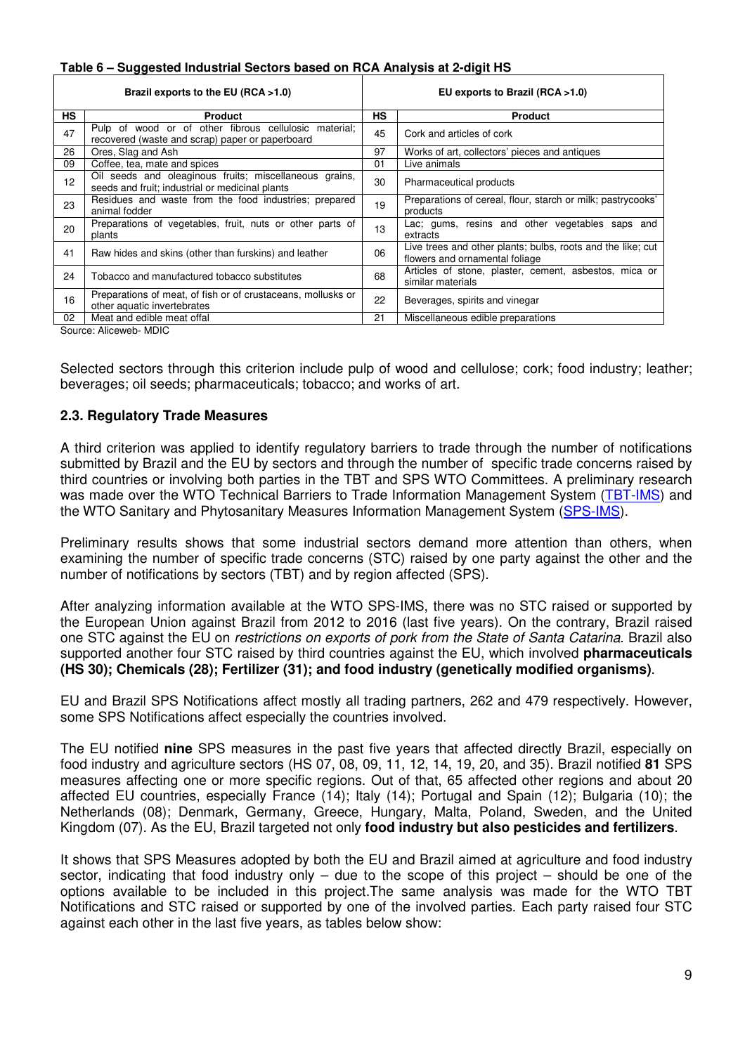**Table 6 – Suggested Industrial Sectors based on RCA Analysis at 2-digit HS**

| Brazil exports to the EU (RCA >1.0) | | EU exports to Brazil (RCA >1.0) | |
|---|---|---|---|
| **HS** | **Product** | **HS** | **Product** |
| 47 | Pulp of wood or of other fibrous cellulosic material; recovered (waste and scrap) paper or paperboard | 45 | Cork and articles of cork |
| 26 | Ores, Slag and Ash | 97 | Works of art, collectors' pieces and antiques |
| 09 | Coffee, tea, mate and spices | 01 | Live animals |
| 12 | Oil seeds and oleaginous fruits; miscellaneous grains, seeds and fruit; industrial or medicinal plants | 30 | Pharmaceutical products |
| 23 | Residues and waste from the food industries; prepared animal fodder | 19 | Preparations of cereal, flour, starch or milk; pastrycooks' products |
| 20 | Preparations of vegetables, fruit, nuts or other parts of plants | 13 | Lac; gums, resins and other vegetables saps and extracts |
| 41 | Raw hides and skins (other than furskins) and leather | 06 | Live trees and other plants; bulbs, roots and the like; cut flowers and ornamental foliage |
| 24 | Tobacco and manufactured tobacco substitutes | 68 | Articles of stone, plaster, cement, asbestos, mica or similar materials |
| 16 | Preparations of meat, of fish or of crustaceans, mollusks or other aquatic invertebrates | 22 | Beverages, spirits and vinegar |
| 02 | Meat and edible meat offal | 21 | Miscellaneous edible preparations |

Source: Aliceweb- MDIC

Selected sectors through this criterion include pulp of wood and cellulose; cork; food industry; leather; beverages; oil seeds; pharmaceuticals; tobacco; and works of art.

### 2.3. Regulatory Trade Measures

A third criterion was applied to identify regulatory barriers to trade through the number of notifications submitted by Brazil and the EU by sectors and through the number of specific trade concerns raised by third countries or involving both parties in the TBT and SPS WTO Committees. A preliminary research was made over the WTO Technical Barriers to Trade Information Management System (TBT-IMS) and the WTO Sanitary and Phytosanitary Measures Information Management System (SPS-IMS).

Preliminary results shows that some industrial sectors demand more attention than others, when examining the number of specific trade concerns (STC) raised by one party against the other and the number of notifications by sectors (TBT) and by region affected (SPS).

After analyzing information available at the WTO SPS-IMS, there was no STC raised or supported by the European Union against Brazil from 2012 to 2016 (last five years). On the contrary, Brazil raised one STC against the EU on *restrictions on exports of pork from the State of Santa Catarina*. Brazil also supported another four STC raised by third countries against the EU, which involved **pharmaceuticals (HS 30); Chemicals (28); Fertilizer (31); and food industry (genetically modified organisms)**.

EU and Brazil SPS Notifications affect mostly all trading partners, 262 and 479 respectively. However, some SPS Notifications affect especially the countries involved.

The EU notified **nine** SPS measures in the past five years that affected directly Brazil, especially on food industry and agriculture sectors (HS 07, 08, 09, 11, 12, 14, 19, 20, and 35). Brazil notified **81** SPS measures affecting one or more specific regions. Out of that, 65 affected other regions and about 20 affected EU countries, especially France (14); Italy (14); Portugal and Spain (12); Bulgaria (10); the Netherlands (08); Denmark, Germany, Greece, Hungary, Malta, Poland, Sweden, and the United Kingdom (07). As the EU, Brazil targeted not only **food industry but also pesticides and fertilizers**.

It shows that SPS Measures adopted by both the EU and Brazil aimed at agriculture and food industry sector, indicating that food industry only – due to the scope of this project – should be one of the options available to be included in this project.The same analysis was made for the WTO TBT Notifications and STC raised or supported by one of the involved parties. Each party raised four STC against each other in the last five years, as tables below show: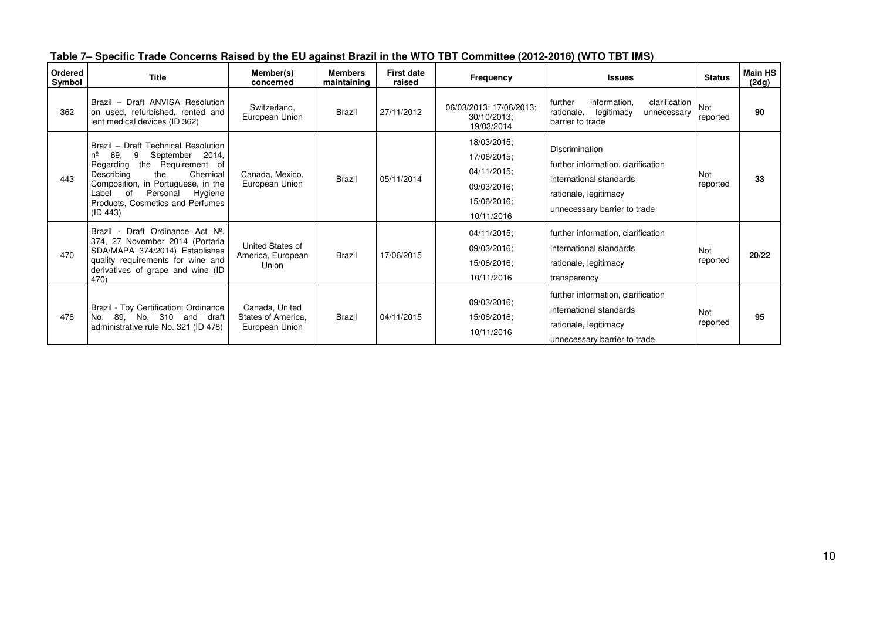**Table 7– Specific Trade Concerns Raised by the EU against Brazil in the WTO TBT Committee (2012-2016) (WTO TBT IMS)**

| Ordered Symbol | Title | Member(s) concerned | Members maintaining | First date raised | Frequency | Issues | Status | Main HS (2dg) |
|---|---|---|---|---|---|---|---|---|
| 362 | Brazil – Draft ANVISA Resolution on used, refurbished, rented and lent medical devices (ID 362) | Switzerland, European Union | Brazil | 27/11/2012 | 06/03/2013; 17/06/2013; 30/10/2013; 19/03/2014 | further information, clarification rationale, legitimacy unnecessary barrier to trade | Not reported | **90** |
| 443 | Brazil – Draft Technical Resolution nº 69, 9 September 2014, Regarding the Requirement of Describing the Chemical Composition, in Portuguese, in the Label of Personal Hygiene Products, Cosmetics and Perfumes (ID 443) | Canada, Mexico, European Union | Brazil | 05/11/2014 | 18/03/2015; 17/06/2015; 04/11/2015; 09/03/2016; 15/06/2016; 10/11/2016 | Discrimination<br>further information, clarification<br>international standards<br>rationale, legitimacy<br>unnecessary barrier to trade | Not reported | **33** |
| 470 | Brazil - Draft Ordinance Act Nº. 374, 27 November 2014 (Portaria SDA/MAPA 374/2014) Establishes quality requirements for wine and derivatives of grape and wine (ID 470) | United States of America, European Union | Brazil | 17/06/2015 | 04/11/2015; 09/03/2016; 15/06/2016; 10/11/2016 | further information, clarification<br>international standards<br>rationale, legitimacy<br>transparency | Not reported | **20/22** |
| 478 | Brazil - Toy Certification; Ordinance No. 89, No. 310 and draft administrative rule No. 321 (ID 478) | Canada, United States of America, European Union | Brazil | 04/11/2015 | 09/03/2016; 15/06/2016; 10/11/2016 | further information, clarification<br>international standards<br>rationale, legitimacy<br>unnecessary barrier to trade | Not reported | **95** |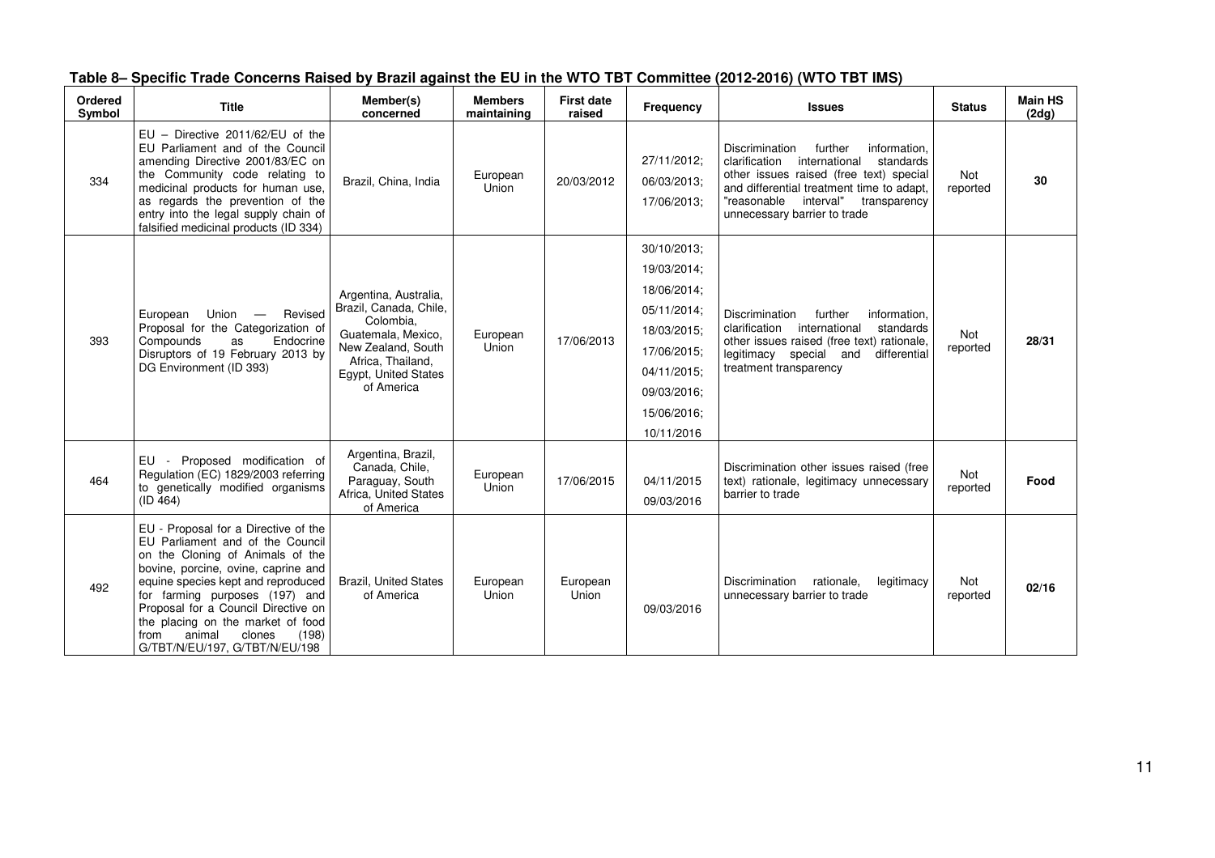**Table 8– Specific Trade Concerns Raised by Brazil against the EU in the WTO TBT Committee (2012-2016) (WTO TBT IMS)**

| Ordered Symbol | Title | Member(s) concerned | Members maintaining | First date raised | Frequency | Issues | Status | Main HS (2dg) |
|---|---|---|---|---|---|---|---|---|
| 334 | EU – Directive 2011/62/EU of the EU Parliament and of the Council amending Directive 2001/83/EC on the Community code relating to medicinal products for human use, as regards the prevention of the entry into the legal supply chain of falsified medicinal products (ID 334) | Brazil, China, India | European Union | 20/03/2012 | 27/11/2012; 06/03/2013; 17/06/2013; | Discrimination further information, clarification international standards other issues raised (free text) special and differential treatment time to adapt, "reasonable interval" transparency unnecessary barrier to trade | Not reported | **30** |
| 393 | European Union — Revised Proposal for the Categorization of Compounds as Endocrine Disruptors of 19 February 2013 by DG Environment (ID 393) | Argentina, Australia, Brazil, Canada, Chile, Colombia, Guatemala, Mexico, New Zealand, South Africa, Thailand, Egypt, United States of America | European Union | 17/06/2013 | 30/10/2013; 19/03/2014; 18/06/2014; 05/11/2014; 18/03/2015; 17/06/2015; 04/11/2015; 09/03/2016; 15/06/2016; 10/11/2016 | Discrimination further information, clarification international standards other issues raised (free text) rationale, legitimacy special and differential treatment transparency | Not reported | **28/31** |
| 464 | EU - Proposed modification of Regulation (EC) 1829/2003 referring to genetically modified organisms (ID 464) | Argentina, Brazil, Canada, Chile, Paraguay, South Africa, United States of America | European Union | 17/06/2015 | 04/11/2015 09/03/2016 | Discrimination other issues raised (free text) rationale, legitimacy unnecessary barrier to trade | Not reported | **Food** |
| 492 | EU - Proposal for a Directive of the EU Parliament and of the Council on the Cloning of Animals of the bovine, porcine, ovine, caprine and equine species kept and reproduced for farming purposes (197) and Proposal for a Council Directive on the placing on the market of food from animal clones (198) G/TBT/N/EU/197, G/TBT/N/EU/198 | Brazil, United States of America | European Union | European Union | 09/03/2016 | Discrimination rationale, legitimacy unnecessary barrier to trade | Not reported | **02/16** |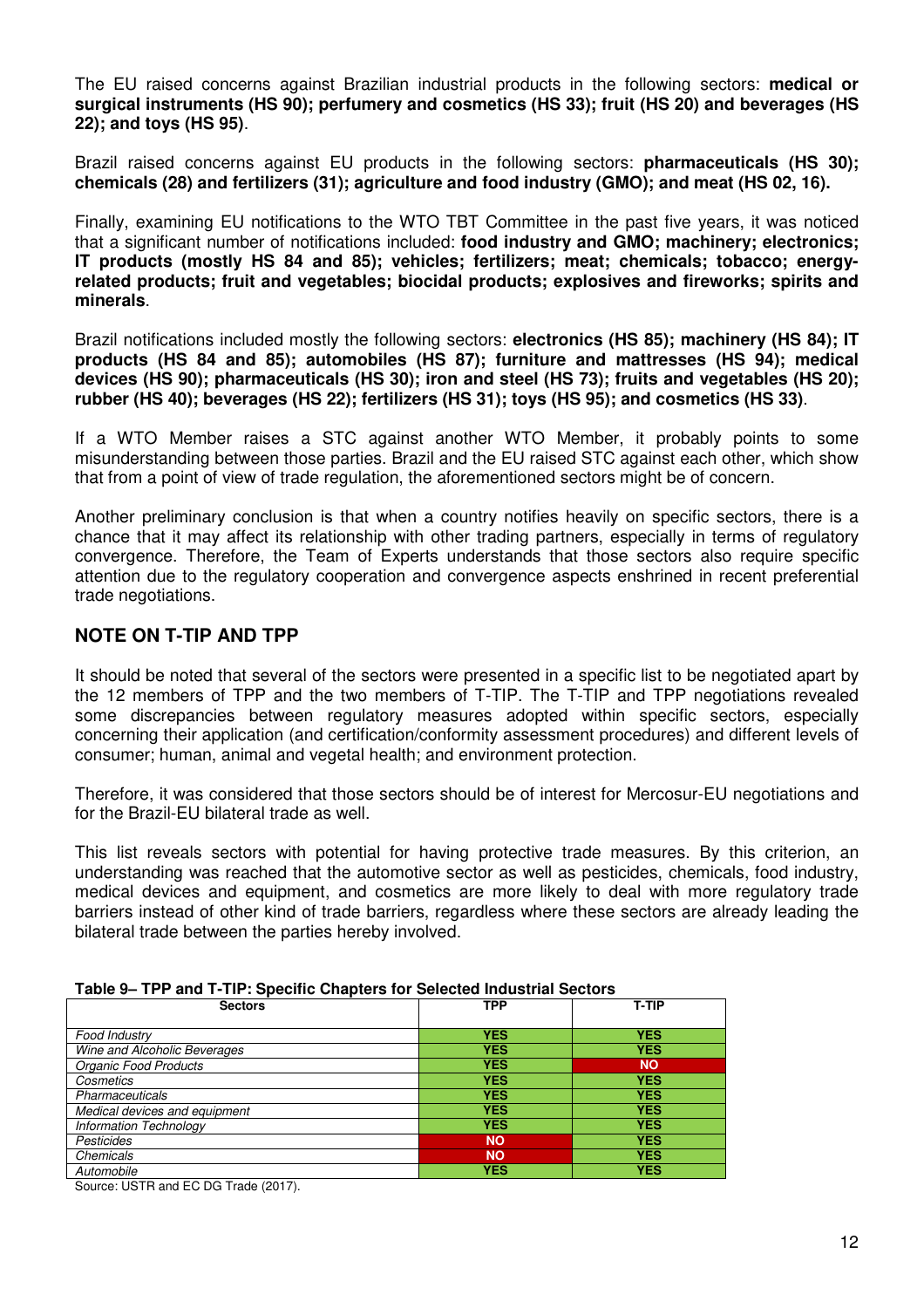The EU raised concerns against Brazilian industrial products in the following sectors: **medical or surgical instruments (HS 90); perfumery and cosmetics (HS 33); fruit (HS 20) and beverages (HS 22); and toys (HS 95)**.

Brazil raised concerns against EU products in the following sectors: **pharmaceuticals (HS 30); chemicals (28) and fertilizers (31); agriculture and food industry (GMO); and meat (HS 02, 16).**

Finally, examining EU notifications to the WTO TBT Committee in the past five years, it was noticed that a significant number of notifications included: **food industry and GMO; machinery; electronics; IT products (mostly HS 84 and 85); vehicles; fertilizers; meat; chemicals; tobacco; energy-related products; fruit and vegetables; biocidal products; explosives and fireworks; spirits and minerals**.

Brazil notifications included mostly the following sectors: **electronics (HS 85); machinery (HS 84); IT products (HS 84 and 85); automobiles (HS 87); furniture and mattresses (HS 94); medical devices (HS 90); pharmaceuticals (HS 30); iron and steel (HS 73); fruits and vegetables (HS 20); rubber (HS 40); beverages (HS 22); fertilizers (HS 31); toys (HS 95); and cosmetics (HS 33)**.

If a WTO Member raises a STC against another WTO Member, it probably points to some misunderstanding between those parties. Brazil and the EU raised STC against each other, which show that from a point of view of trade regulation, the aforementioned sectors might be of concern.

Another preliminary conclusion is that when a country notifies heavily on specific sectors, there is a chance that it may affect its relationship with other trading partners, especially in terms of regulatory convergence. Therefore, the Team of Experts understands that those sectors also require specific attention due to the regulatory cooperation and convergence aspects enshrined in recent preferential trade negotiations.

## NOTE ON T-TIP AND TPP

It should be noted that several of the sectors were presented in a specific list to be negotiated apart by the 12 members of TPP and the two members of T-TIP. The T-TIP and TPP negotiations revealed some discrepancies between regulatory measures adopted within specific sectors, especially concerning their application (and certification/conformity assessment procedures) and different levels of consumer; human, animal and vegetal health; and environment protection.

Therefore, it was considered that those sectors should be of interest for Mercosur-EU negotiations and for the Brazil-EU bilateral trade as well.

This list reveals sectors with potential for having protective trade measures. By this criterion, an understanding was reached that the automotive sector as well as pesticides, chemicals, food industry, medical devices and equipment, and cosmetics are more likely to deal with more regulatory trade barriers instead of other kind of trade barriers, regardless where these sectors are already leading the bilateral trade between the parties hereby involved.

**Table 9– TPP and T-TIP: Specific Chapters for Selected Industrial Sectors**

| Sectors | TPP | T-TIP |
|---|---|---|
| *Food Industry* | YES | YES |
| *Wine and Alcoholic Beverages* | YES | YES |
| *Organic Food Products* | YES | NO |
| *Cosmetics* | YES | YES |
| *Pharmaceuticals* | YES | YES |
| *Medical devices and equipment* | YES | YES |
| *Information Technology* | YES | YES |
| *Pesticides* | NO | YES |
| *Chemicals* | NO | YES |
| *Automobile* | YES | YES |

Source: USTR and EC DG Trade (2017).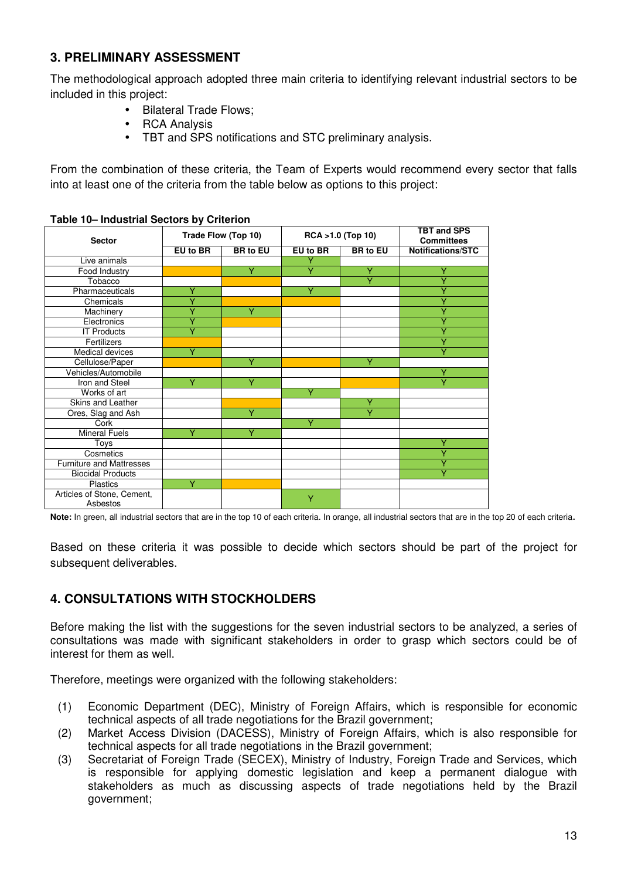## 3. PRELIMINARY ASSESSMENT

The methodological approach adopted three main criteria to identifying relevant industrial sectors to be included in this project:

- Bilateral Trade Flows;
- RCA Analysis
- TBT and SPS notifications and STC preliminary analysis.

From the combination of these criteria, the Team of Experts would recommend every sector that falls into at least one of the criteria from the table below as options to this project:

**Table 10– Industrial Sectors by Criterion**

| Sector | Trade Flow (Top 10) | | RCA >1.0 (Top 10) | | TBT and SPS Committees |
|---|---|---|---|---|---|
| | EU to BR | BR to EU | EU to BR | BR to EU | Notifications/STC |
| Live animals | | | Y | | |
| Food Industry | | Y | Y | Y | Y |
| Tobacco | | | | Y | Y |
| Pharmaceuticals | Y | | Y | | Y |
| Chemicals | Y | | | | Y |
| Machinery | Y | Y | | | Y |
| Electronics | Y | | | | Y |
| IT Products | Y | | | | Y |
| Fertilizers | | | | | Y |
| Medical devices | Y | | | | Y |
| Cellulose/Paper | | Y | | Y | |
| Vehicles/Automobile | | | | | Y |
| Iron and Steel | Y | Y | | | Y |
| Works of art | | | Y | | |
| Skins and Leather | | | | Y | |
| Ores, Slag and Ash | | Y | | Y | |
| Cork | | | Y | | |
| Mineral Fuels | Y | Y | | | |
| Toys | | | | | Y |
| Cosmetics | | | | | Y |
| Furniture and Mattresses | | | | | Y |
| Biocidal Products | | | | | Y |
| Plastics | Y | | | | |
| Articles of Stone, Cement, Asbestos | | | Y | | |

**Note:** In green, all industrial sectors that are in the top 10 of each criteria. In orange, all industrial sectors that are in the top 20 of each criteria.

Based on these criteria it was possible to decide which sectors should be part of the project for subsequent deliverables.

## 4. CONSULTATIONS WITH STOCKHOLDERS

Before making the list with the suggestions for the seven industrial sectors to be analyzed, a series of consultations was made with significant stakeholders in order to grasp which sectors could be of interest for them as well.

Therefore, meetings were organized with the following stakeholders:

(1) Economic Department (DEC), Ministry of Foreign Affairs, which is responsible for economic technical aspects of all trade negotiations for the Brazil government;

(2) Market Access Division (DACESS), Ministry of Foreign Affairs, which is also responsible for technical aspects for all trade negotiations in the Brazil government;

(3) Secretariat of Foreign Trade (SECEX), Ministry of Industry, Foreign Trade and Services, which is responsible for applying domestic legislation and keep a permanent dialogue with stakeholders as much as discussing aspects of trade negotiations held by the Brazil government;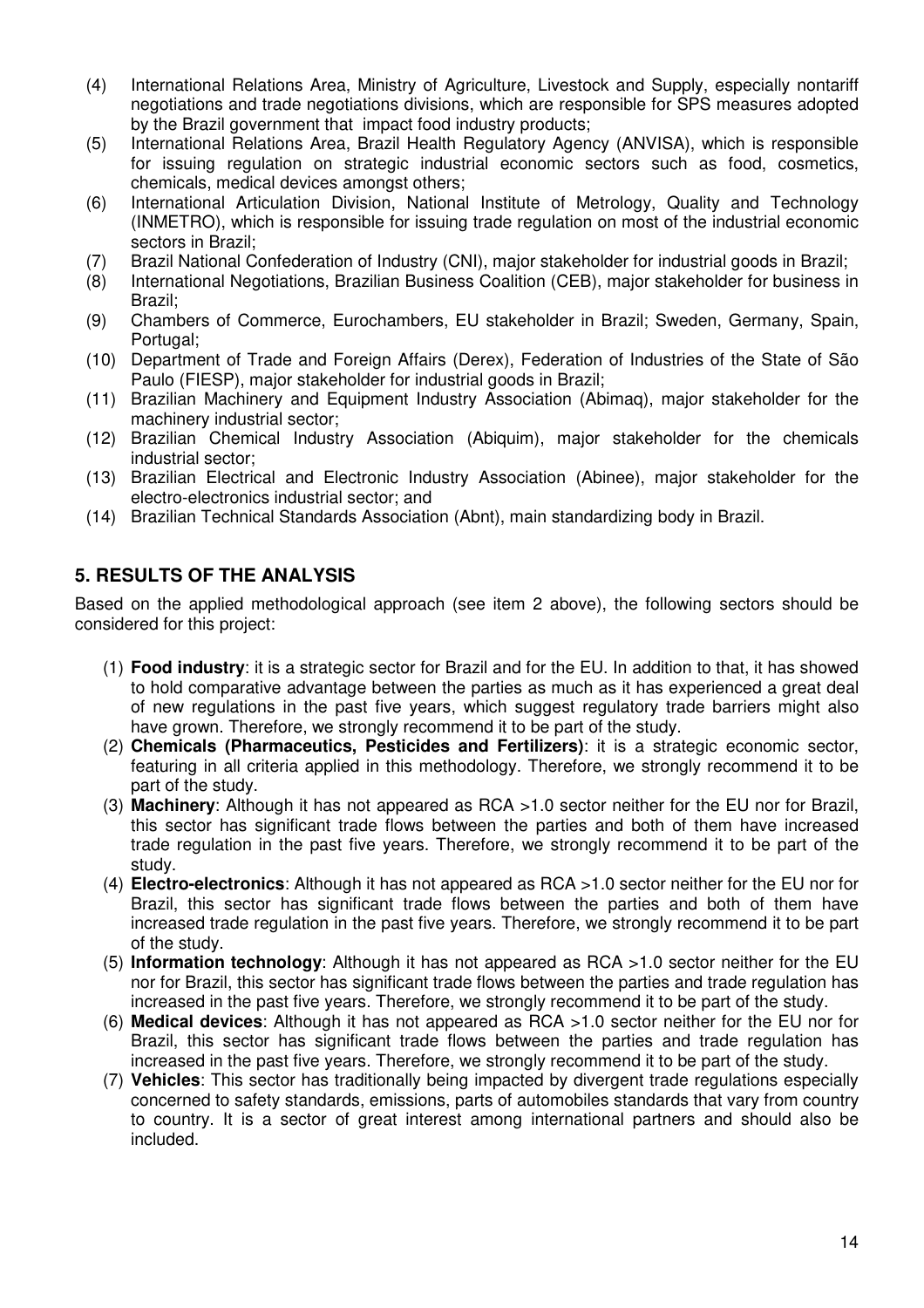(4) International Relations Area, Ministry of Agriculture, Livestock and Supply, especially nontariff negotiations and trade negotiations divisions, which are responsible for SPS measures adopted by the Brazil government that impact food industry products;
(5) International Relations Area, Brazil Health Regulatory Agency (ANVISA), which is responsible for issuing regulation on strategic industrial economic sectors such as food, cosmetics, chemicals, medical devices amongst others;
(6) International Articulation Division, National Institute of Metrology, Quality and Technology (INMETRO), which is responsible for issuing trade regulation on most of the industrial economic sectors in Brazil;
(7) Brazil National Confederation of Industry (CNI), major stakeholder for industrial goods in Brazil;
(8) International Negotiations, Brazilian Business Coalition (CEB), major stakeholder for business in Brazil;
(9) Chambers of Commerce, Eurochambers, EU stakeholder in Brazil; Sweden, Germany, Spain, Portugal;
(10) Department of Trade and Foreign Affairs (Derex), Federation of Industries of the State of São Paulo (FIESP), major stakeholder for industrial goods in Brazil;
(11) Brazilian Machinery and Equipment Industry Association (Abimaq), major stakeholder for the machinery industrial sector;
(12) Brazilian Chemical Industry Association (Abiquim), major stakeholder for the chemicals industrial sector;
(13) Brazilian Electrical and Electronic Industry Association (Abinee), major stakeholder for the electro-electronics industrial sector; and
(14) Brazilian Technical Standards Association (Abnt), main standardizing body in Brazil.

## 5. RESULTS OF THE ANALYSIS

Based on the applied methodological approach (see item 2 above), the following sectors should be considered for this project:

(1) **Food industry**: it is a strategic sector for Brazil and for the EU. In addition to that, it has showed to hold comparative advantage between the parties as much as it has experienced a great deal of new regulations in the past five years, which suggest regulatory trade barriers might also have grown. Therefore, we strongly recommend it to be part of the study.
(2) **Chemicals (Pharmaceutics, Pesticides and Fertilizers)**: it is a strategic economic sector, featuring in all criteria applied in this methodology. Therefore, we strongly recommend it to be part of the study.
(3) **Machinery**: Although it has not appeared as RCA >1.0 sector neither for the EU nor for Brazil, this sector has significant trade flows between the parties and both of them have increased trade regulation in the past five years. Therefore, we strongly recommend it to be part of the study.
(4) **Electro-electronics**: Although it has not appeared as RCA >1.0 sector neither for the EU nor for Brazil, this sector has significant trade flows between the parties and both of them have increased trade regulation in the past five years. Therefore, we strongly recommend it to be part of the study.
(5) **Information technology**: Although it has not appeared as RCA >1.0 sector neither for the EU nor for Brazil, this sector has significant trade flows between the parties and trade regulation has increased in the past five years. Therefore, we strongly recommend it to be part of the study.
(6) **Medical devices**: Although it has not appeared as RCA >1.0 sector neither for the EU nor for Brazil, this sector has significant trade flows between the parties and trade regulation has increased in the past five years. Therefore, we strongly recommend it to be part of the study.
(7) **Vehicles**: This sector has traditionally being impacted by divergent trade regulations especially concerned to safety standards, emissions, parts of automobiles standards that vary from country to country. It is a sector of great interest among international partners and should also be included.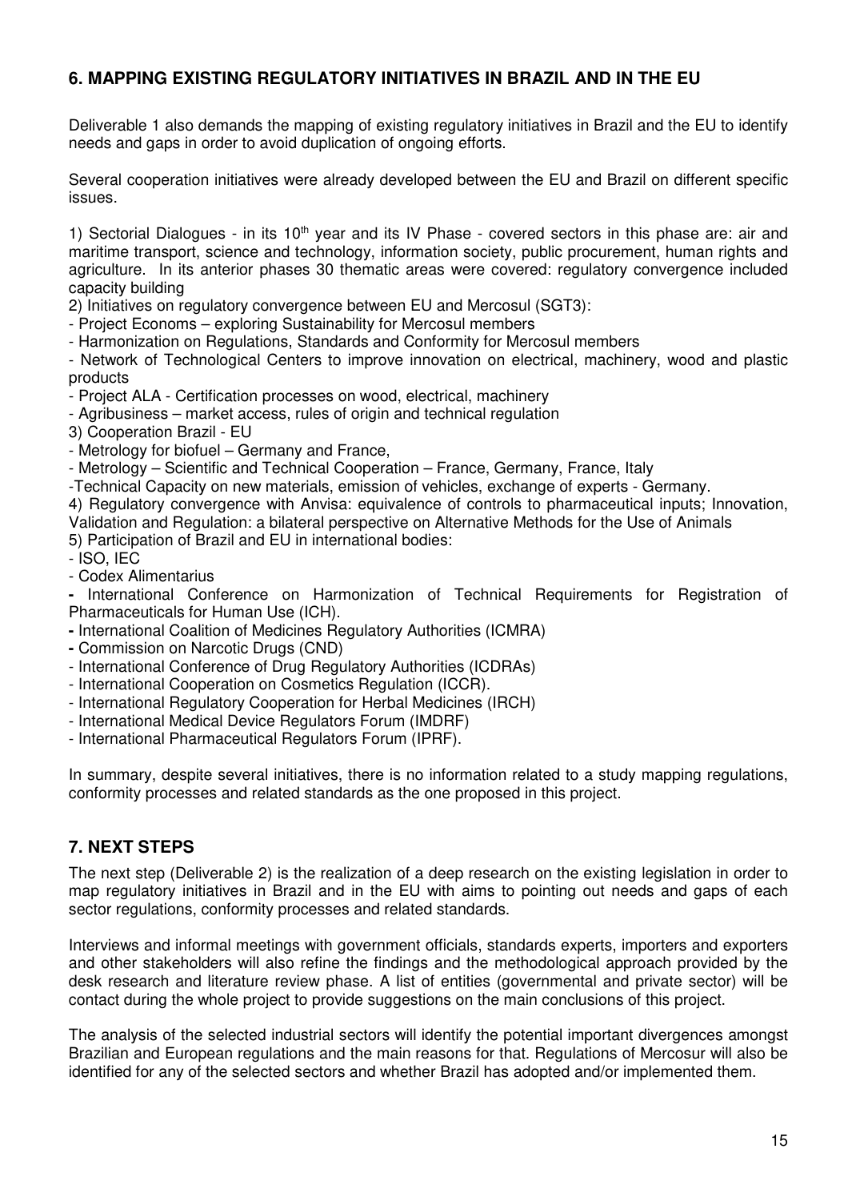## 6. MAPPING EXISTING REGULATORY INITIATIVES IN BRAZIL AND IN THE EU

Deliverable 1 also demands the mapping of existing regulatory initiatives in Brazil and the EU to identify needs and gaps in order to avoid duplication of ongoing efforts.

Several cooperation initiatives were already developed between the EU and Brazil on different specific issues.

1) Sectorial Dialogues - in its 10th year and its IV Phase - covered sectors in this phase are: air and maritime transport, science and technology, information society, public procurement, human rights and agriculture. In its anterior phases 30 thematic areas were covered: regulatory convergence included capacity building

2) Initiatives on regulatory convergence between EU and Mercosul (SGT3):

- Project Economs – exploring Sustainability for Mercosul members
- Harmonization on Regulations, Standards and Conformity for Mercosul members
- Network of Technological Centers to improve innovation on electrical, machinery, wood and plastic products
- Project ALA - Certification processes on wood, electrical, machinery
- Agribusiness – market access, rules of origin and technical regulation

3) Cooperation Brazil - EU

- Metrology for biofuel – Germany and France,
- Metrology – Scientific and Technical Cooperation – France, Germany, France, Italy
- Technical Capacity on new materials, emission of vehicles, exchange of experts - Germany.

4) Regulatory convergence with Anvisa: equivalence of controls to pharmaceutical inputs; Innovation, Validation and Regulation: a bilateral perspective on Alternative Methods for the Use of Animals

5) Participation of Brazil and EU in international bodies:

- ISO, IEC
- Codex Alimentarius
- International Conference on Harmonization of Technical Requirements for Registration of Pharmaceuticals for Human Use (ICH).
- International Coalition of Medicines Regulatory Authorities (ICMRA)
- Commission on Narcotic Drugs (CND)
- International Conference of Drug Regulatory Authorities (ICDRAs)
- International Cooperation on Cosmetics Regulation (ICCR).
- International Regulatory Cooperation for Herbal Medicines (IRCH)
- International Medical Device Regulators Forum (IMDRF)
- International Pharmaceutical Regulators Forum (IPRF).

In summary, despite several initiatives, there is no information related to a study mapping regulations, conformity processes and related standards as the one proposed in this project.

## 7. NEXT STEPS

The next step (Deliverable 2) is the realization of a deep research on the existing legislation in order to map regulatory initiatives in Brazil and in the EU with aims to pointing out needs and gaps of each sector regulations, conformity processes and related standards.

Interviews and informal meetings with government officials, standards experts, importers and exporters and other stakeholders will also refine the findings and the methodological approach provided by the desk research and literature review phase. A list of entities (governmental and private sector) will be contact during the whole project to provide suggestions on the main conclusions of this project.

The analysis of the selected industrial sectors will identify the potential important divergences amongst Brazilian and European regulations and the main reasons for that. Regulations of Mercosur will also be identified for any of the selected sectors and whether Brazil has adopted and/or implemented them.